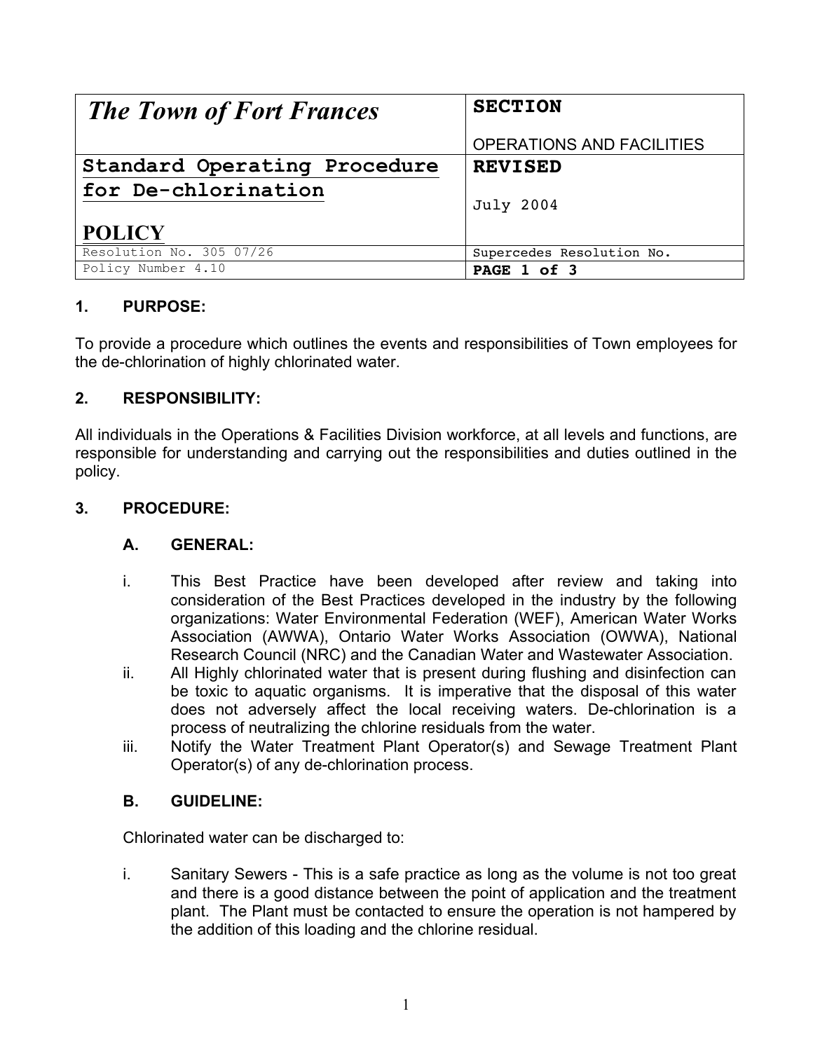| *The Town of Fort Frances* | **SECTION**<br><br>OPERATIONS AND FACILITIES |
|---|---|
| **Standard Operating Procedure for De-chlorination**<br><br>**POLICY** | **REVISED**<br><br>July 2004 |
| Resolution No. 305 07/26 | Supercedes Resolution No. |
| Policy Number 4.10 | **PAGE 1 of 3** |

## 1. PURPOSE:

To provide a procedure which outlines the events and responsibilities of Town employees for the de-chlorination of highly chlorinated water.

## 2. RESPONSIBILITY:

All individuals in the Operations & Facilities Division workforce, at all levels and functions, are responsible for understanding and carrying out the responsibilities and duties outlined in the policy.

## 3. PROCEDURE:

### A. GENERAL:

i. This Best Practice have been developed after review and taking into consideration of the Best Practices developed in the industry by the following organizations: Water Environmental Federation (WEF), American Water Works Association (AWWA), Ontario Water Works Association (OWWA), National Research Council (NRC) and the Canadian Water and Wastewater Association.

ii. All Highly chlorinated water that is present during flushing and disinfection can be toxic to aquatic organisms. It is imperative that the disposal of this water does not adversely affect the local receiving waters. De-chlorination is a process of neutralizing the chlorine residuals from the water.

iii. Notify the Water Treatment Plant Operator(s) and Sewage Treatment Plant Operator(s) of any de-chlorination process.

### B. GUIDELINE:

Chlorinated water can be discharged to:

i. Sanitary Sewers - This is a safe practice as long as the volume is not too great and there is a good distance between the point of application and the treatment plant. The Plant must be contacted to ensure the operation is not hampered by the addition of this loading and the chlorine residual.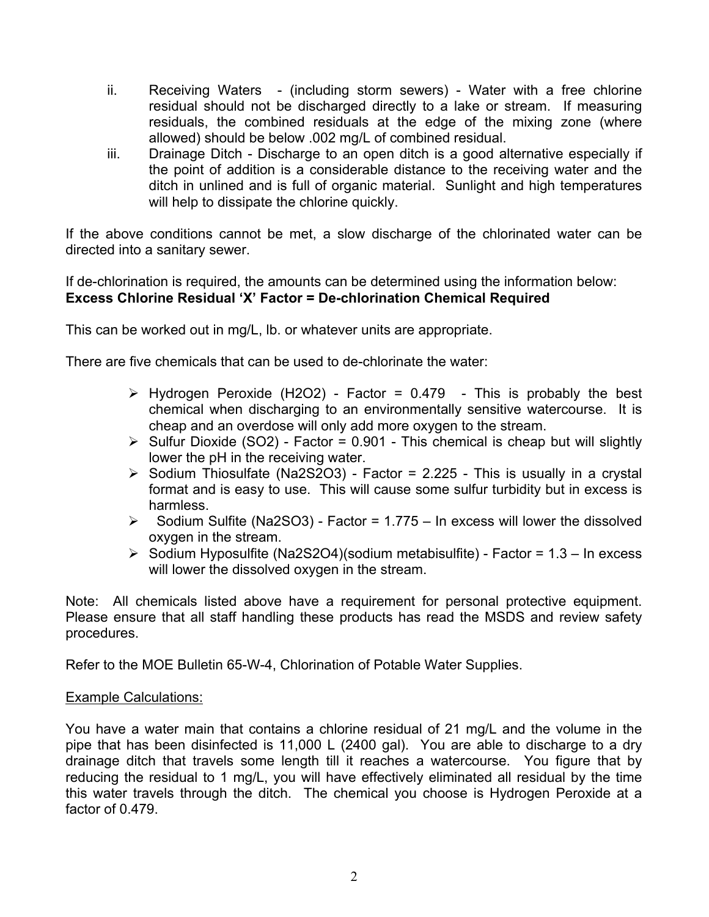ii. Receiving Waters - (including storm sewers) - Water with a free chlorine residual should not be discharged directly to a lake or stream. If measuring residuals, the combined residuals at the edge of the mixing zone (where allowed) should be below .002 mg/L of combined residual.

iii. Drainage Ditch - Discharge to an open ditch is a good alternative especially if the point of addition is a considerable distance to the receiving water and the ditch in unlined and is full of organic material. Sunlight and high temperatures will help to dissipate the chlorine quickly.

If the above conditions cannot be met, a slow discharge of the chlorinated water can be directed into a sanitary sewer.

If de-chlorination is required, the amounts can be determined using the information below:
**Excess Chlorine Residual 'X' Factor = De-chlorination Chemical Required**

This can be worked out in mg/L, lb. or whatever units are appropriate.

There are five chemicals that can be used to de-chlorinate the water:

- Hydrogen Peroxide ($H_2O_2$) - Factor = 0.479 - This is probably the best chemical when discharging to an environmentally sensitive watercourse. It is cheap and an overdose will only add more oxygen to the stream.
- Sulfur Dioxide ($SO_2$) - Factor = 0.901 - This chemical is cheap but will slightly lower the pH in the receiving water.
- Sodium Thiosulfate ($Na_2S_2O_3$) - Factor = 2.225 - This is usually in a crystal format and is easy to use. This will cause some sulfur turbidity but in excess is harmless.
- Sodium Sulfite ($Na_2SO_3$) - Factor = 1.775 – In excess will lower the dissolved oxygen in the stream.
- Sodium Hyposulfite ($Na_2S_2O_4$)(sodium metabisulfite) - Factor = 1.3 – In excess will lower the dissolved oxygen in the stream.

Note: All chemicals listed above have a requirement for personal protective equipment. Please ensure that all staff handling these products has read the MSDS and review safety procedures.

Refer to the MOE Bulletin 65-W-4, Chlorination of Potable Water Supplies.

Example Calculations:

You have a water main that contains a chlorine residual of 21 mg/L and the volume in the pipe that has been disinfected is 11,000 L (2400 gal). You are able to discharge to a dry drainage ditch that travels some length till it reaches a watercourse. You figure that by reducing the residual to 1 mg/L, you will have effectively eliminated all residual by the time this water travels through the ditch. The chemical you choose is Hydrogen Peroxide at a factor of 0.479.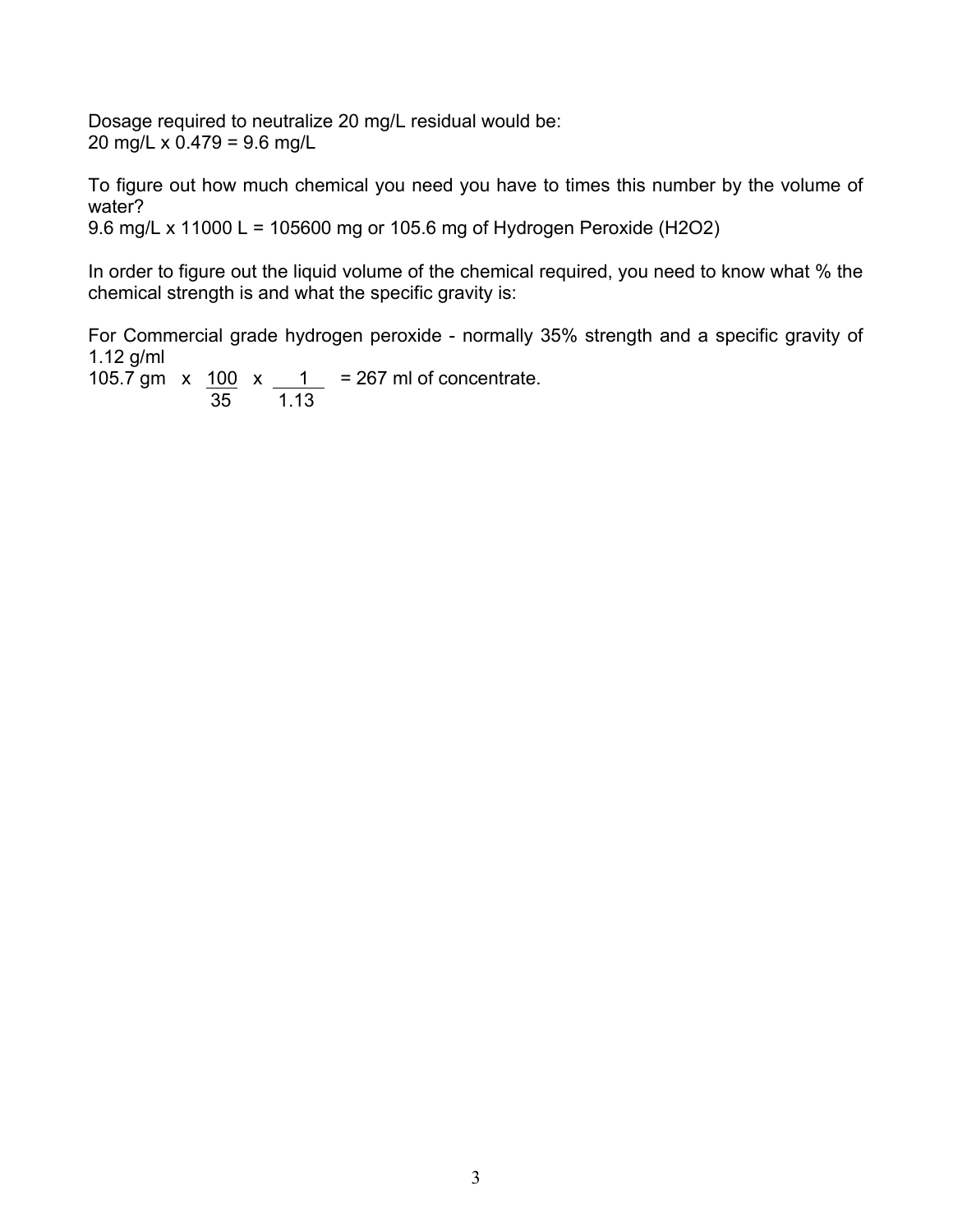Dosage required to neutralize 20 mg/L residual would be:
20 mg/L x 0.479 = 9.6 mg/L

To figure out how much chemical you need you have to times this number by the volume of water?
9.6 mg/L x 11000 L = 105600 mg or 105.6 mg of Hydrogen Peroxide ($H_2O_2$)

In order to figure out the liquid volume of the chemical required, you need to know what % the chemical strength is and what the specific gravity is:

For Commercial grade hydrogen peroxide - normally 35% strength and a specific gravity of 1.12 g/ml

$$105.7 \text{ gm} \times \frac{100}{35} \times \frac{1}{1.13} = 267 \text{ ml of concentrate.}$$